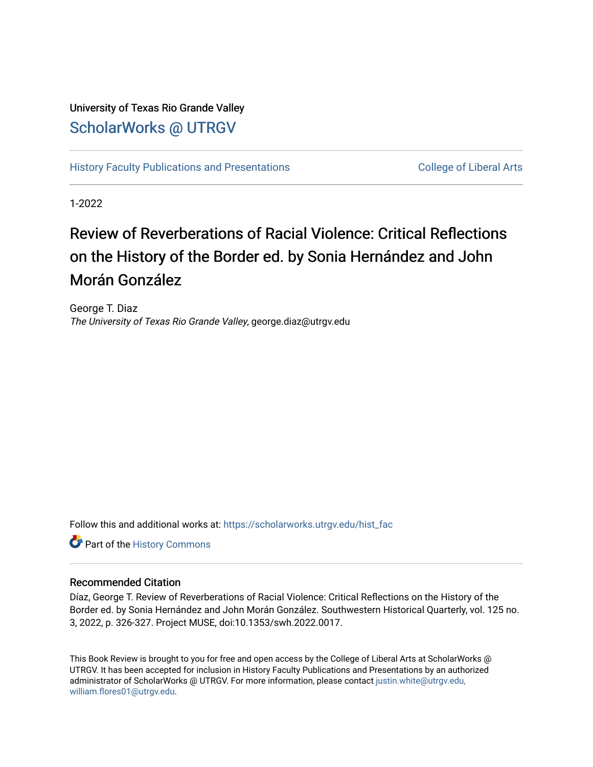University of Texas Rio Grande Valley

ScholarWorks @ UTRGV

History Faculty Publications and Presentations

College of Liberal Arts

1-2022

# Review of Reverberations of Racial Violence: Critical Reflections on the History of the Border ed. by Sonia Hernández and John Morán González

George T. Diaz

*The University of Texas Rio Grande Valley*, george.diaz@utrgv.edu

Follow this and additional works at: https://scholarworks.utrgv.edu/hist_fac

Part of the History Commons

### Recommended Citation

Díaz, George T. Review of Reverberations of Racial Violence: Critical Reflections on the History of the Border ed. by Sonia Hernández and John Morán González. Southwestern Historical Quarterly, vol. 125 no. 3, 2022, p. 326-327. Project MUSE, doi:10.1353/swh.2022.0017.

This Book Review is brought to you for free and open access by the College of Liberal Arts at ScholarWorks @ UTRGV. It has been accepted for inclusion in History Faculty Publications and Presentations by an authorized administrator of ScholarWorks @ UTRGV. For more information, please contact justin.white@utrgv.edu, william.flores01@utrgv.edu.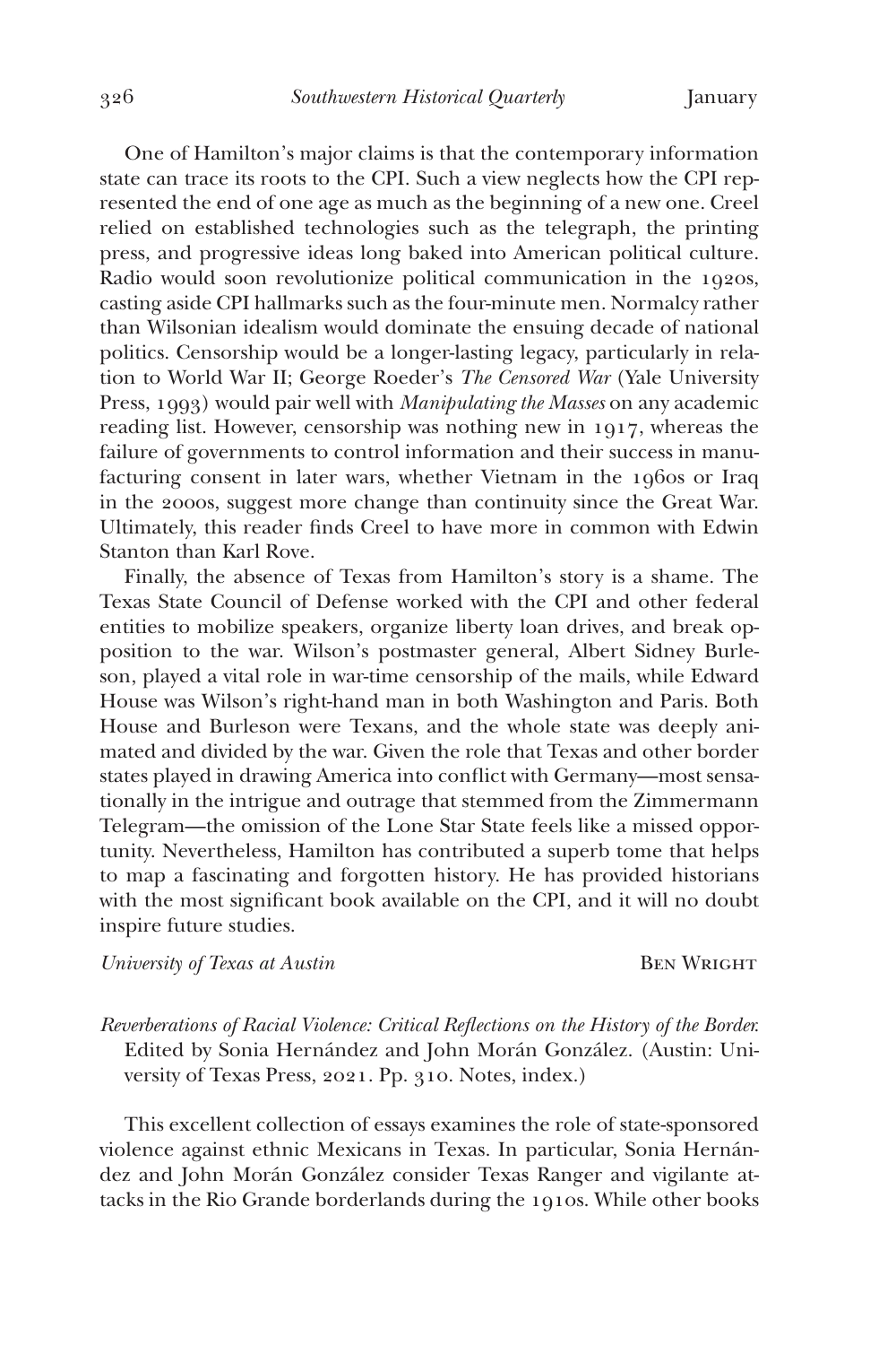One of Hamilton's major claims is that the contemporary information state can trace its roots to the CPI. Such a view neglects how the CPI represented the end of one age as much as the beginning of a new one. Creel relied on established technologies such as the telegraph, the printing press, and progressive ideas long baked into American political culture. Radio would soon revolutionize political communication in the 1920s, casting aside CPI hallmarks such as the four-minute men. Normalcy rather than Wilsonian idealism would dominate the ensuing decade of national politics. Censorship would be a longer-lasting legacy, particularly in relation to World War II; George Roeder's *The Censored War* (Yale University Press, 1993) would pair well with *Manipulating the Masses* on any academic reading list. However, censorship was nothing new in 1917, whereas the failure of governments to control information and their success in manufacturing consent in later wars, whether Vietnam in the 1960s or Iraq in the 2000s, suggest more change than continuity since the Great War. Ultimately, this reader finds Creel to have more in common with Edwin Stanton than Karl Rove.

Finally, the absence of Texas from Hamilton's story is a shame. The Texas State Council of Defense worked with the CPI and other federal entities to mobilize speakers, organize liberty loan drives, and break opposition to the war. Wilson's postmaster general, Albert Sidney Burleson, played a vital role in war-time censorship of the mails, while Edward House was Wilson's right-hand man in both Washington and Paris. Both House and Burleson were Texans, and the whole state was deeply animated and divided by the war. Given the role that Texas and other border states played in drawing America into conflict with Germany—most sensationally in the intrigue and outrage that stemmed from the Zimmermann Telegram—the omission of the Lone Star State feels like a missed opportunity. Nevertheless, Hamilton has contributed a superb tome that helps to map a fascinating and forgotten history. He has provided historians with the most significant book available on the CPI, and it will no doubt inspire future studies.

*University of Texas at Austin* — BEN WRIGHT

*Reverberations of Racial Violence: Critical Reflections on the History of the Border.* Edited by Sonia Hernández and John Morán González. (Austin: University of Texas Press, 2021. Pp. 310. Notes, index.)

This excellent collection of essays examines the role of state-sponsored violence against ethnic Mexicans in Texas. In particular, Sonia Hernández and John Morán González consider Texas Ranger and vigilante attacks in the Rio Grande borderlands during the 1910s. While other books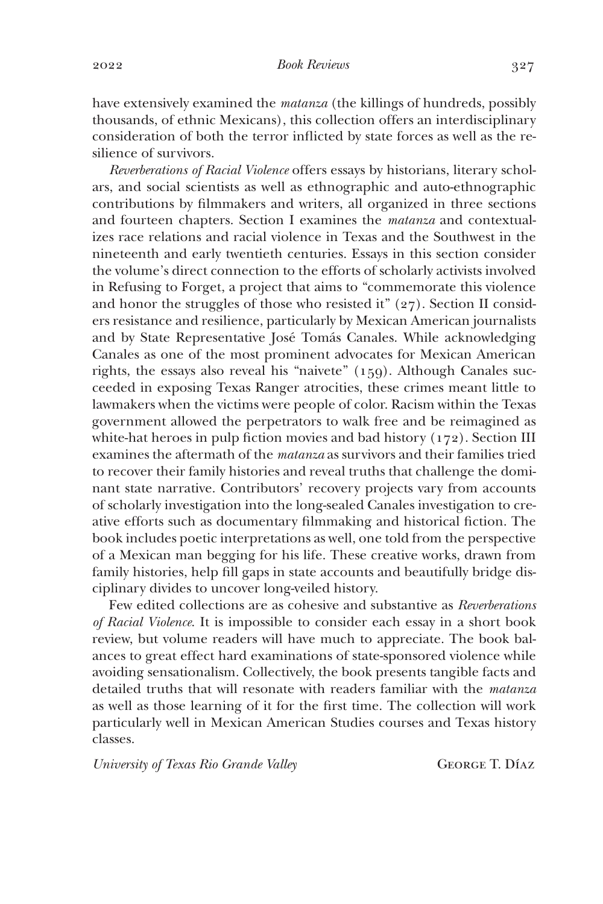have extensively examined the *matanza* (the killings of hundreds, possibly thousands, of ethnic Mexicans), this collection offers an interdisciplinary consideration of both the terror inflicted by state forces as well as the resilience of survivors.

*Reverberations of Racial Violence* offers essays by historians, literary scholars, and social scientists as well as ethnographic and auto-ethnographic contributions by filmmakers and writers, all organized in three sections and fourteen chapters. Section I examines the *matanza* and contextualizes race relations and racial violence in Texas and the Southwest in the nineteenth and early twentieth centuries. Essays in this section consider the volume's direct connection to the efforts of scholarly activists involved in Refusing to Forget, a project that aims to "commemorate this violence and honor the struggles of those who resisted it" (27). Section II considers resistance and resilience, particularly by Mexican American journalists and by State Representative José Tomás Canales. While acknowledging Canales as one of the most prominent advocates for Mexican American rights, the essays also reveal his "naivete" (159). Although Canales succeeded in exposing Texas Ranger atrocities, these crimes meant little to lawmakers when the victims were people of color. Racism within the Texas government allowed the perpetrators to walk free and be reimagined as white-hat heroes in pulp fiction movies and bad history (172). Section III examines the aftermath of the *matanza* as survivors and their families tried to recover their family histories and reveal truths that challenge the dominant state narrative. Contributors' recovery projects vary from accounts of scholarly investigation into the long-sealed Canales investigation to creative efforts such as documentary filmmaking and historical fiction. The book includes poetic interpretations as well, one told from the perspective of a Mexican man begging for his life. These creative works, drawn from family histories, help fill gaps in state accounts and beautifully bridge disciplinary divides to uncover long-veiled history.

Few edited collections are as cohesive and substantive as *Reverberations of Racial Violence*. It is impossible to consider each essay in a short book review, but volume readers will have much to appreciate. The book balances to great effect hard examinations of state-sponsored violence while avoiding sensationalism. Collectively, the book presents tangible facts and detailed truths that will resonate with readers familiar with the *matanza* as well as those learning of it for the first time. The collection will work particularly well in Mexican American Studies courses and Texas history classes.

*University of Texas Rio Grande Valley* — George T. Díaz